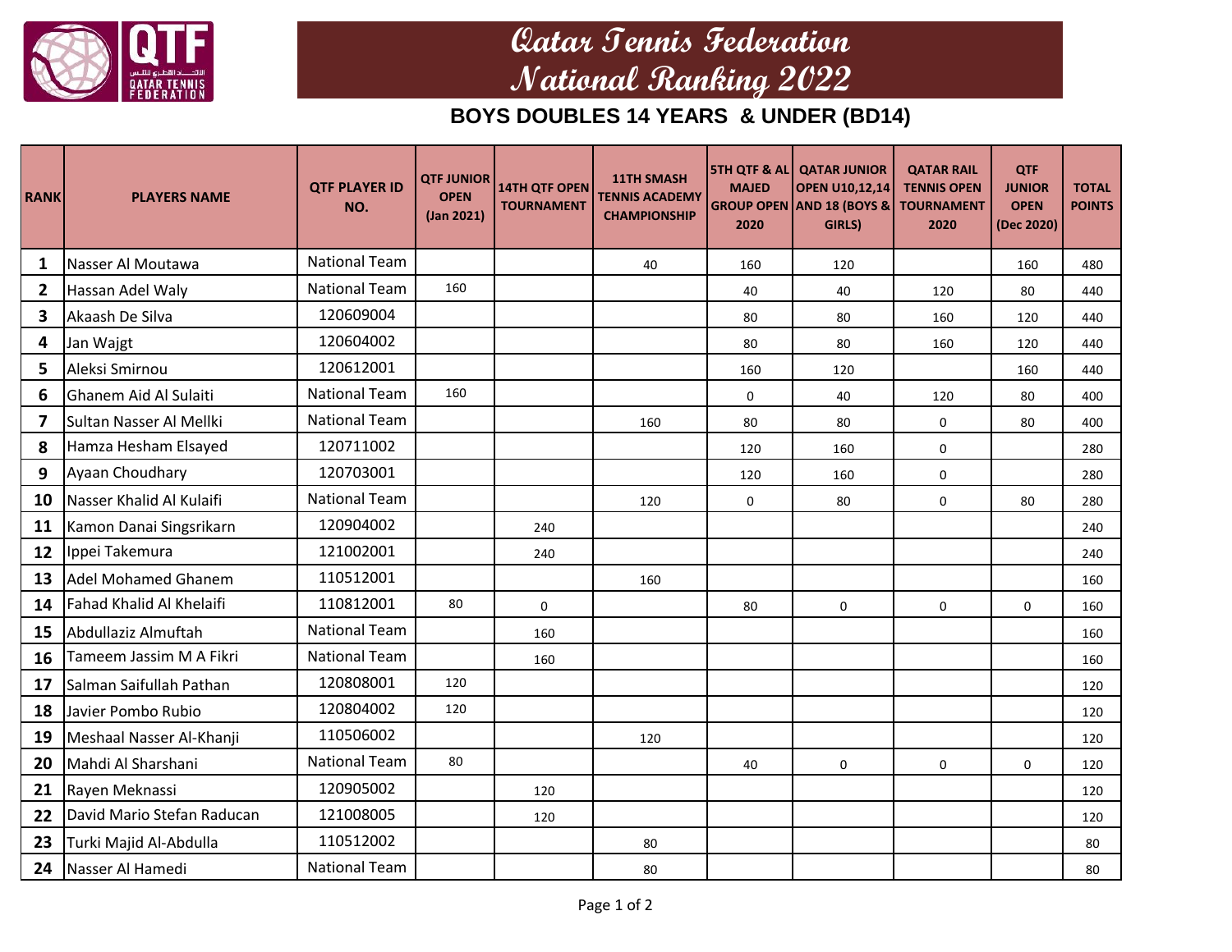# Qatar Tennis Federation
# National Ranking 2022

## BOYS DOUBLES 14 YEARS & UNDER (BD14)

| RANK | PLAYERS NAME | QTF PLAYER ID NO. | QTF JUNIOR OPEN (Jan 2021) | 14TH QTF OPEN TOURNAMENT | 11TH SMASH TENNIS ACADEMY CHAMPIONSHIP | 5TH QTF & AL MAJED GROUP OPEN 2020 | QATAR JUNIOR OPEN U10,12,14 AND 18 (BOYS & GIRLS) | QATAR RAIL TENNIS OPEN TOURNAMENT 2020 | QTF JUNIOR OPEN (Dec 2020) | TOTAL POINTS |
|---|---|---|---|---|---|---|---|---|---|---|
| 1 | Nasser Al Moutawa | National Team | | | 40 | 160 | 120 | | 160 | 480 |
| 2 | Hassan Adel Waly | National Team | 160 | | | 40 | 40 | 120 | 80 | 440 |
| 3 | Akaash De Silva | 120609004 | | | | 80 | 80 | 160 | 120 | 440 |
| 4 | Jan Wajgt | 120604002 | | | | 80 | 80 | 160 | 120 | 440 |
| 5 | Aleksi Smirnou | 120612001 | | | | 160 | 120 | | 160 | 440 |
| 6 | Ghanem Aid Al Sulaiti | National Team | 160 | | | 0 | 40 | 120 | 80 | 400 |
| 7 | Sultan Nasser Al Mellki | National Team | | | 160 | 80 | 80 | 0 | 80 | 400 |
| 8 | Hamza Hesham Elsayed | 120711002 | | | | 120 | 160 | 0 | | 280 |
| 9 | Ayaan Choudhary | 120703001 | | | | 120 | 160 | 0 | | 280 |
| 10 | Nasser Khalid Al Kulaifi | National Team | | | 120 | 0 | 80 | 0 | 80 | 280 |
| 11 | Kamon Danai Singsrikarn | 120904002 | | 240 | | | | | | 240 |
| 12 | Ippei Takemura | 121002001 | | 240 | | | | | | 240 |
| 13 | Adel Mohamed Ghanem | 110512001 | | | 160 | | | | | 160 |
| 14 | Fahad Khalid Al Khelaifi | 110812001 | 80 | 0 | | 80 | 0 | 0 | 0 | 160 |
| 15 | Abdullaziz Almuftah | National Team | | 160 | | | | | | 160 |
| 16 | Tameem Jassim M A Fikri | National Team | | 160 | | | | | | 160 |
| 17 | Salman Saifullah Pathan | 120808001 | 120 | | | | | | | 120 |
| 18 | Javier Pombo Rubio | 120804002 | 120 | | | | | | | 120 |
| 19 | Meshaal Nasser Al-Khanji | 110506002 | | | 120 | | | | | 120 |
| 20 | Mahdi Al Sharshani | National Team | 80 | | | 40 | 0 | 0 | 0 | 120 |
| 21 | Rayen Meknassi | 120905002 | | 120 | | | | | | 120 |
| 22 | David Mario Stefan Raducan | 121008005 | | 120 | | | | | | 120 |
| 23 | Turki Majid Al-Abdulla | 110512002 | | | 80 | | | | | 80 |
| 24 | Nasser Al Hamedi | National Team | | | 80 | | | | | 80 |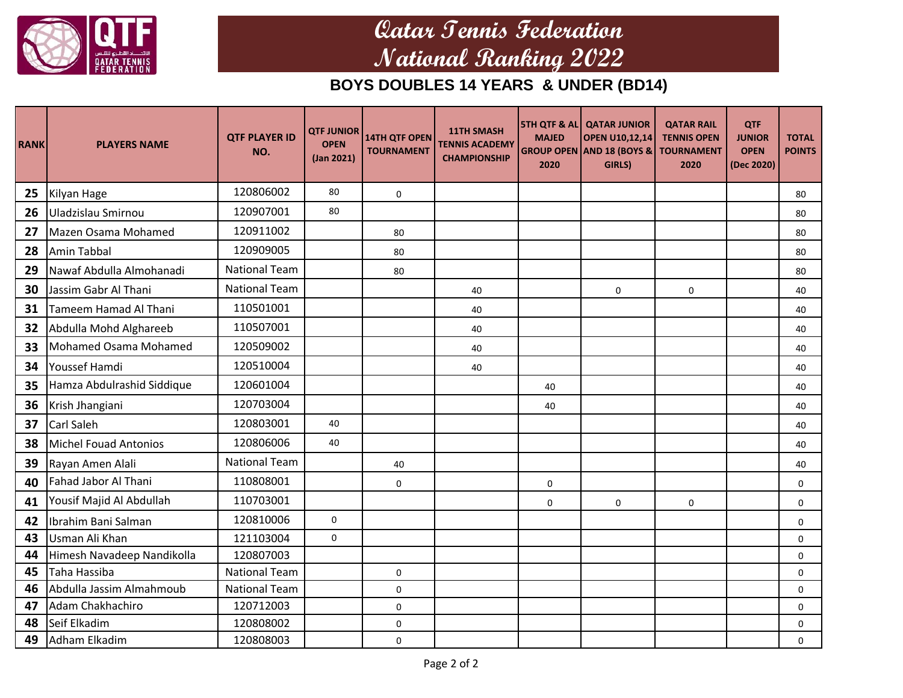# Qatar Tennis Federation
# National Ranking 2022

## BOYS DOUBLES 14 YEARS & UNDER (BD14)

| RANK | PLAYERS NAME | QTF PLAYER ID NO. | QTF JUNIOR OPEN (Jan 2021) | 14TH QTF OPEN TOURNAMENT | 11TH SMASH TENNIS ACADEMY CHAMPIONSHIP | 5TH QTF & AL MAJED GROUP OPEN 2020 | QATAR JUNIOR OPEN U10,12,14 AND 18 (BOYS & GIRLS) | QATAR RAIL TENNIS OPEN TOURNAMENT 2020 | QTF JUNIOR OPEN (Dec 2020) | TOTAL POINTS |
|---|---|---|---|---|---|---|---|---|---|---|
| 25 | Kilyan Hage | 120806002 | 80 | 0 | | | | | | 80 |
| 26 | Uladzislau Smirnou | 120907001 | 80 | | | | | | | 80 |
| 27 | Mazen Osama Mohamed | 120911002 | | 80 | | | | | | 80 |
| 28 | Amin Tabbal | 120909005 | | 80 | | | | | | 80 |
| 29 | Nawaf Abdulla Almohanadi | National Team | | 80 | | | | | | 80 |
| 30 | Jassim Gabr Al Thani | National Team | | | 40 | | 0 | 0 | | 40 |
| 31 | Tameem Hamad Al Thani | 110501001 | | | 40 | | | | | 40 |
| 32 | Abdulla Mohd Alghareeb | 110507001 | | | 40 | | | | | 40 |
| 33 | Mohamed Osama Mohamed | 120509002 | | | 40 | | | | | 40 |
| 34 | Youssef Hamdi | 120510004 | | | 40 | | | | | 40 |
| 35 | Hamza Abdulrashid Siddique | 120601004 | | | | 40 | | | | 40 |
| 36 | Krish Jhangiani | 120703004 | | | | 40 | | | | 40 |
| 37 | Carl Saleh | 120803001 | 40 | | | | | | | 40 |
| 38 | Michel Fouad Antonios | 120806006 | 40 | | | | | | | 40 |
| 39 | Rayan Amen Alali | National Team | | 40 | | | | | | 40 |
| 40 | Fahad Jabor Al Thani | 110808001 | | 0 | | 0 | | | | 0 |
| 41 | Yousif Majid Al Abdullah | 110703001 | | | | 0 | 0 | 0 | | 0 |
| 42 | Ibrahim Bani Salman | 120810006 | 0 | | | | | | | 0 |
| 43 | Usman Ali Khan | 121103004 | 0 | | | | | | | 0 |
| 44 | Himesh Navadeep Nandikolla | 120807003 | | | | | | | | 0 |
| 45 | Taha Hassiba | National Team | | 0 | | | | | | 0 |
| 46 | Abdulla Jassim Almahmoub | National Team | | 0 | | | | | | 0 |
| 47 | Adam Chakhachiro | 120712003 | | 0 | | | | | | 0 |
| 48 | Seif Elkadim | 120808002 | | 0 | | | | | | 0 |
| 49 | Adham Elkadim | 120808003 | | 0 | | | | | | 0 |